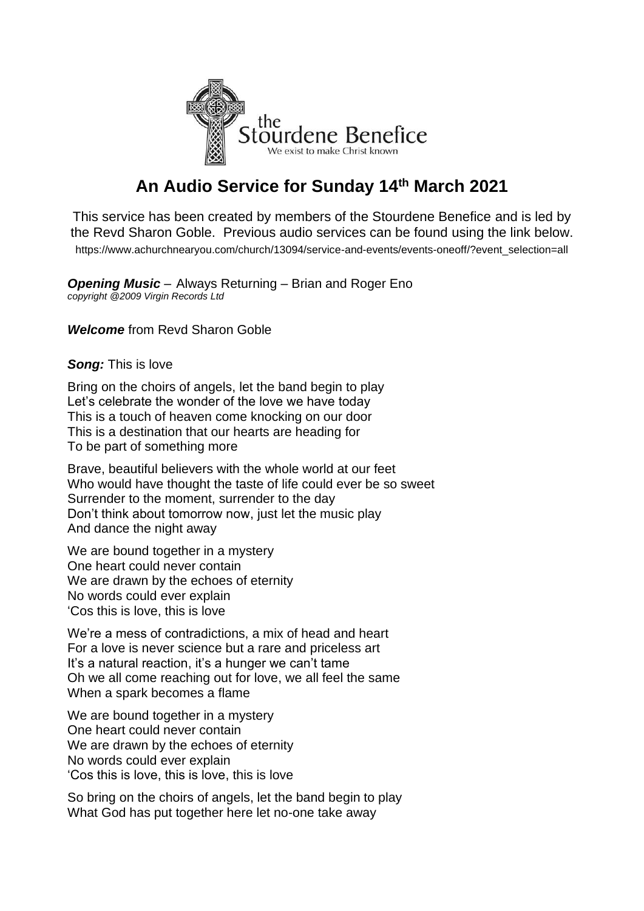the Stourdene Benefice
We exist to make Christ known

# An Audio Service for Sunday 14th March 2021

This service has been created by members of the Stourdene Benefice and is led by the Revd Sharon Goble. Previous audio services can be found using the link below.
https://www.achurchnearyou.com/church/13094/service-and-events/events-oneoff/?event_selection=all

***Opening Music*** – Always Returning – Brian and Roger Eno
*copyright @2009 Virgin Records Ltd*

***Welcome*** from Revd Sharon Goble

***Song:*** This is love

Bring on the choirs of angels, let the band begin to play
Let's celebrate the wonder of the love we have today
This is a touch of heaven come knocking on our door
This is a destination that our hearts are heading for
To be part of something more

Brave, beautiful believers with the whole world at our feet
Who would have thought the taste of life could ever be so sweet
Surrender to the moment, surrender to the day
Don't think about tomorrow now, just let the music play
And dance the night away

We are bound together in a mystery
One heart could never contain
We are drawn by the echoes of eternity
No words could ever explain
'Cos this is love, this is love

We're a mess of contradictions, a mix of head and heart
For a love is never science but a rare and priceless art
It's a natural reaction, it's a hunger we can't tame
Oh we all come reaching out for love, we all feel the same
When a spark becomes a flame

We are bound together in a mystery
One heart could never contain
We are drawn by the echoes of eternity
No words could ever explain
'Cos this is love, this is love, this is love

So bring on the choirs of angels, let the band begin to play
What God has put together here let no-one take away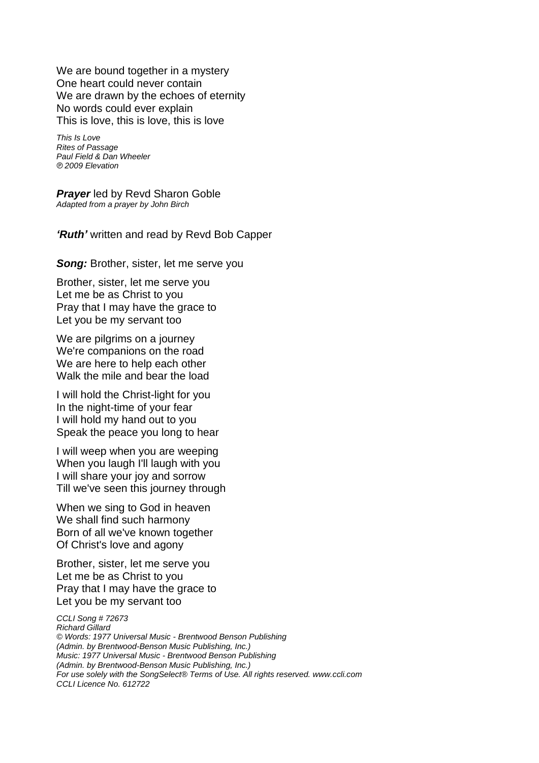We are bound together in a mystery
One heart could never contain
We are drawn by the echoes of eternity
No words could ever explain
This is love, this is love, this is love

*This Is Love*
*Rites of Passage*
*Paul Field & Dan Wheeler*
*℗ 2009 Elevation*

***Prayer*** led by Revd Sharon Goble
*Adapted from a prayer by John Birch*

***'Ruth'*** written and read by Revd Bob Capper

***Song:*** Brother, sister, let me serve you

Brother, sister, let me serve you
Let me be as Christ to you
Pray that I may have the grace to
Let you be my servant too

We are pilgrims on a journey
We're companions on the road
We are here to help each other
Walk the mile and bear the load

I will hold the Christ-light for you
In the night-time of your fear
I will hold my hand out to you
Speak the peace you long to hear

I will weep when you are weeping
When you laugh I'll laugh with you
I will share your joy and sorrow
Till we've seen this journey through

When we sing to God in heaven
We shall find such harmony
Born of all we've known together
Of Christ's love and agony

Brother, sister, let me serve you
Let me be as Christ to you
Pray that I may have the grace to
Let you be my servant too

*CCLI Song # 72673*
*Richard Gillard*
*© Words: 1977 Universal Music - Brentwood Benson Publishing*
*(Admin. by Brentwood-Benson Music Publishing, Inc.)*
*Music: 1977 Universal Music - Brentwood Benson Publishing*
*(Admin. by Brentwood-Benson Music Publishing, Inc.)*
*For use solely with the SongSelect® Terms of Use. All rights reserved. www.ccli.com*
*CCLI Licence No. 612722*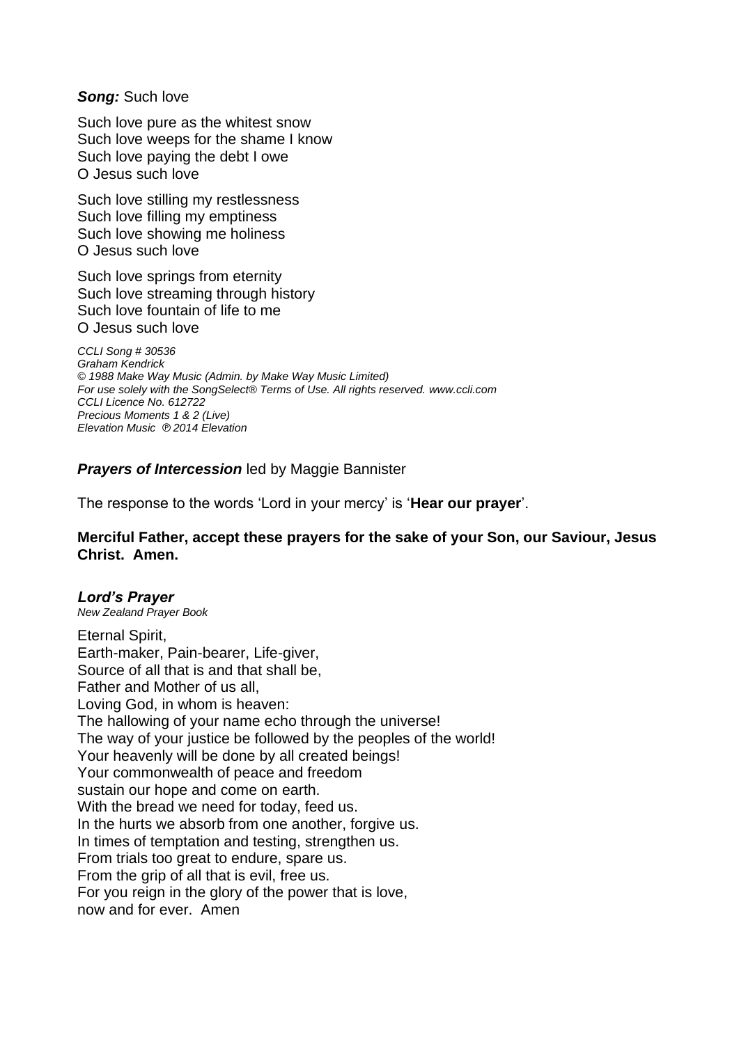***Song:*** Such love

Such love pure as the whitest snow  
Such love weeps for the shame I know  
Such love paying the debt I owe  
O Jesus such love

Such love stilling my restlessness  
Such love filling my emptiness  
Such love showing me holiness  
O Jesus such love

Such love springs from eternity  
Such love streaming through history  
Such love fountain of life to me  
O Jesus such love

*CCLI Song # 30536*  
*Graham Kendrick*  
*© 1988 Make Way Music (Admin. by Make Way Music Limited)*  
*For use solely with the SongSelect® Terms of Use. All rights reserved. www.ccli.com*  
*CCLI Licence No. 612722*  
*Precious Moments 1 & 2 (Live)*  
*Elevation Music ℗ 2014 Elevation*

***Prayers of Intercession*** led by Maggie Bannister

The response to the words 'Lord in your mercy' is '**Hear our prayer**'.

**Merciful Father, accept these prayers for the sake of your Son, our Saviour, Jesus Christ. Amen.**

***Lord's Prayer***  
*New Zealand Prayer Book*

Eternal Spirit,  
Earth-maker, Pain-bearer, Life-giver,  
Source of all that is and that shall be,  
Father and Mother of us all,  
Loving God, in whom is heaven:  
The hallowing of your name echo through the universe!  
The way of your justice be followed by the peoples of the world!  
Your heavenly will be done by all created beings!  
Your commonwealth of peace and freedom  
sustain our hope and come on earth.  
With the bread we need for today, feed us.  
In the hurts we absorb from one another, forgive us.  
In times of temptation and testing, strengthen us.  
From trials too great to endure, spare us.  
From the grip of all that is evil, free us.  
For you reign in the glory of the power that is love,  
now and for ever. Amen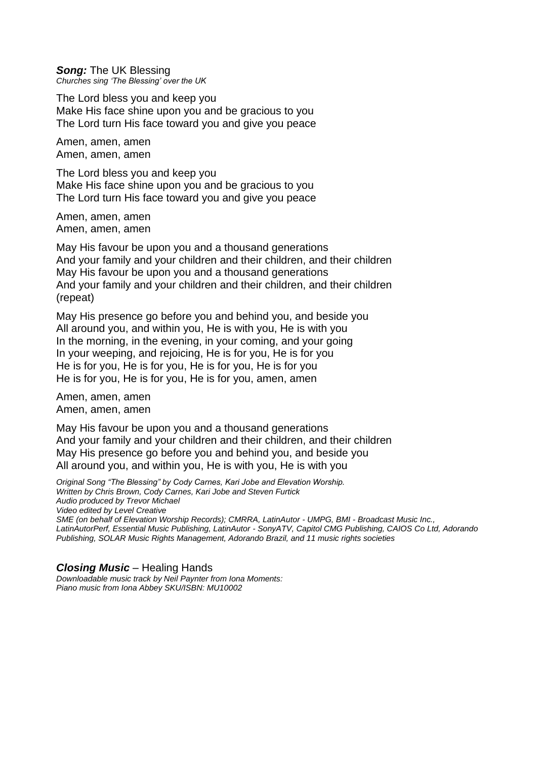***Song:*** The UK Blessing
*Churches sing 'The Blessing' over the UK*

The Lord bless you and keep you
Make His face shine upon you and be gracious to you
The Lord turn His face toward you and give you peace

Amen, amen, amen
Amen, amen, amen

The Lord bless you and keep you
Make His face shine upon you and be gracious to you
The Lord turn His face toward you and give you peace

Amen, amen, amen
Amen, amen, amen

May His favour be upon you and a thousand generations
And your family and your children and their children, and their children
May His favour be upon you and a thousand generations
And your family and your children and their children, and their children
(repeat)

May His presence go before you and behind you, and beside you
All around you, and within you, He is with you, He is with you
In the morning, in the evening, in your coming, and your going
In your weeping, and rejoicing, He is for you, He is for you
He is for you, He is for you, He is for you, He is for you
He is for you, He is for you, He is for you, amen, amen

Amen, amen, amen
Amen, amen, amen

May His favour be upon you and a thousand generations
And your family and your children and their children, and their children
May His presence go before you and behind you, and beside you
All around you, and within you, He is with you, He is with you

*Original Song "The Blessing" by Cody Carnes, Kari Jobe and Elevation Worship.*
*Written by Chris Brown, Cody Carnes, Kari Jobe and Steven Furtick*
*Audio produced by Trevor Michael*
*Video edited by Level Creative*
*SME (on behalf of Elevation Worship Records); CMRRA, LatinAutor - UMPG, BMI - Broadcast Music Inc., LatinAutorPerf, Essential Music Publishing, LatinAutor - SonyATV, Capitol CMG Publishing, CAIOS Co Ltd, Adorando Publishing, SOLAR Music Rights Management, Adorando Brazil, and 11 music rights societies*

***Closing Music*** – Healing Hands
*Downloadable music track by Neil Paynter from Iona Moments:*
*Piano music from Iona Abbey SKU/ISBN: MU10002*